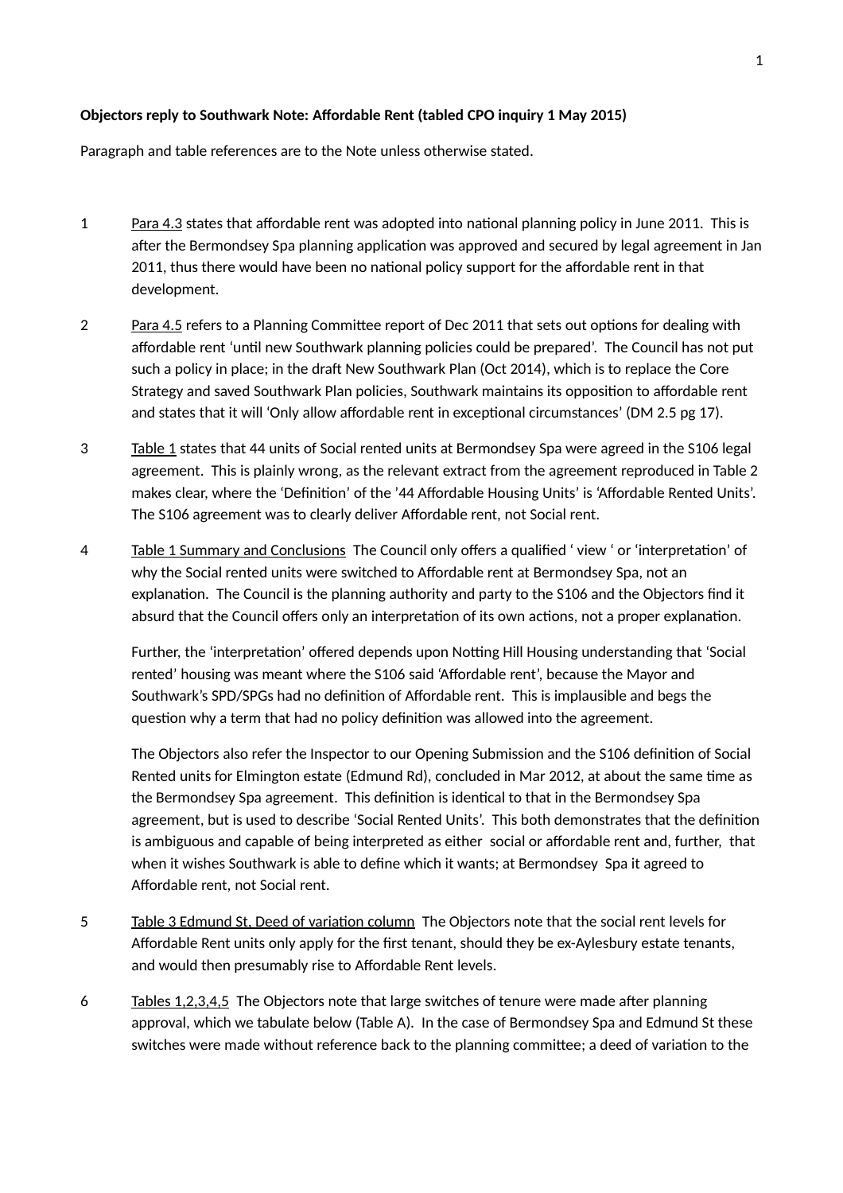**Objectors reply to Southwark Note: Affordable Rent (tabled CPO inquiry 1 May 2015)**

Paragraph and table references are to the Note unless otherwise stated.

1 Para 4.3 states that affordable rent was adopted into national planning policy in June 2011. This is after the Bermondsey Spa planning application was approved and secured by legal agreement in Jan 2011, thus there would have been no national policy support for the affordable rent in that development.

2 Para 4.5 refers to a Planning Committee report of Dec 2011 that sets out options for dealing with affordable rent 'until new Southwark planning policies could be prepared'. The Council has not put such a policy in place; in the draft New Southwark Plan (Oct 2014), which is to replace the Core Strategy and saved Southwark Plan policies, Southwark maintains its opposition to affordable rent and states that it will 'Only allow affordable rent in exceptional circumstances' (DM 2.5 pg 17).

3 Table 1 states that 44 units of Social rented units at Bermondsey Spa were agreed in the S106 legal agreement. This is plainly wrong, as the relevant extract from the agreement reproduced in Table 2 makes clear, where the 'Definition' of the '44 Affordable Housing Units' is 'Affordable Rented Units'. The S106 agreement was to clearly deliver Affordable rent, not Social rent.

4 Table 1 Summary and Conclusions The Council only offers a qualified ' view ' or 'interpretation' of why the Social rented units were switched to Affordable rent at Bermondsey Spa, not an explanation. The Council is the planning authority and party to the S106 and the Objectors find it absurd that the Council offers only an interpretation of its own actions, not a proper explanation.

Further, the 'interpretation' offered depends upon Notting Hill Housing understanding that 'Social rented' housing was meant where the S106 said 'Affordable rent', because the Mayor and Southwark's SPD/SPGs had no definition of Affordable rent. This is implausible and begs the question why a term that had no policy definition was allowed into the agreement.

The Objectors also refer the Inspector to our Opening Submission and the S106 definition of Social Rented units for Elmington estate (Edmund Rd), concluded in Mar 2012, at about the same time as the Bermondsey Spa agreement. This definition is identical to that in the Bermondsey Spa agreement, but is used to describe 'Social Rented Units'. This both demonstrates that the definition is ambiguous and capable of being interpreted as either social or affordable rent and, further, that when it wishes Southwark is able to define which it wants; at Bermondsey Spa it agreed to Affordable rent, not Social rent.

5 Table 3 Edmund St, Deed of variation column The Objectors note that the social rent levels for Affordable Rent units only apply for the first tenant, should they be ex-Aylesbury estate tenants, and would then presumably rise to Affordable Rent levels.

6 Tables 1,2,3,4,5 The Objectors note that large switches of tenure were made after planning approval, which we tabulate below (Table A). In the case of Bermondsey Spa and Edmund St these switches were made without reference back to the planning committee; a deed of variation to the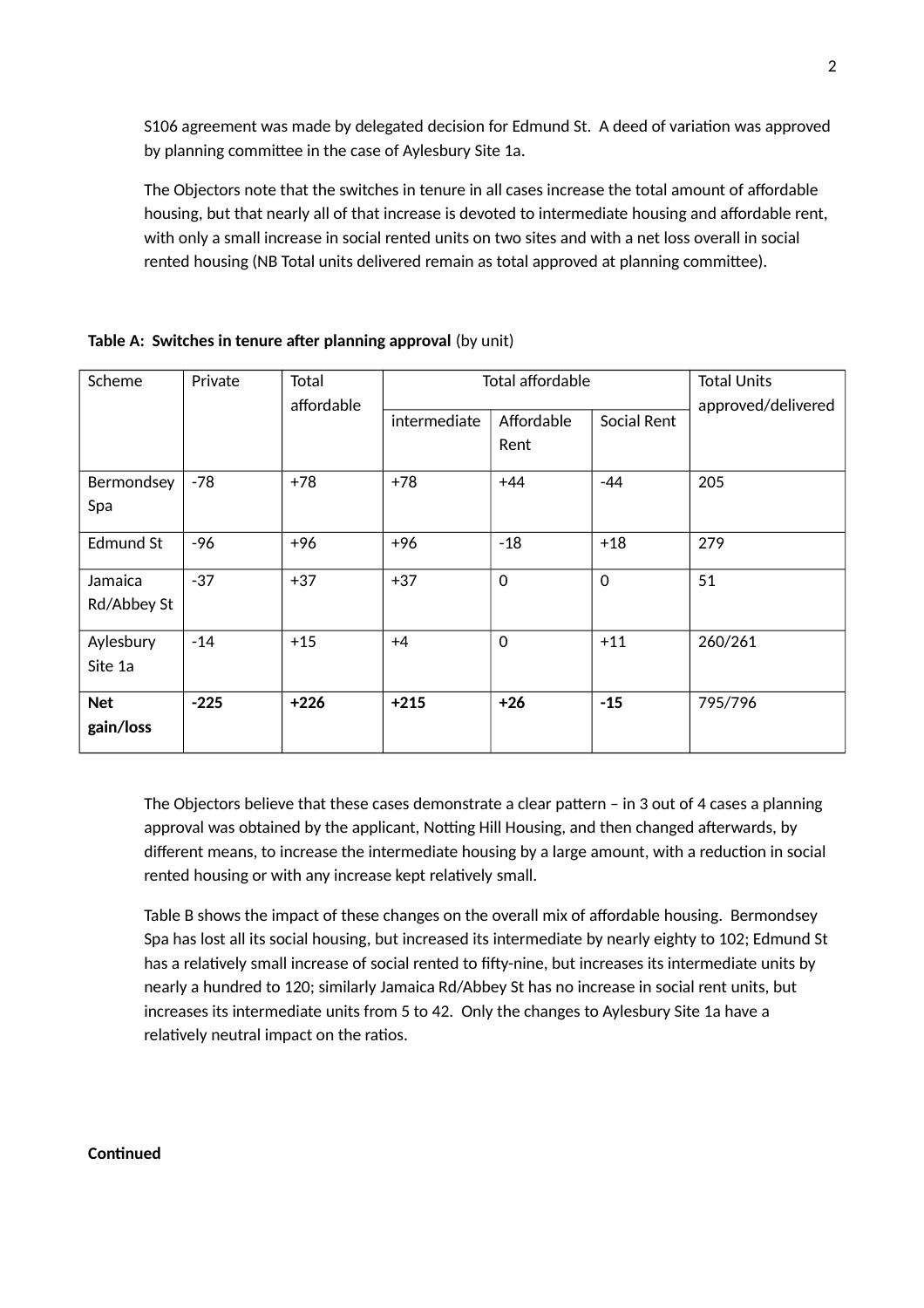S106 agreement was made by delegated decision for Edmund St. A deed of variation was approved by planning committee in the case of Aylesbury Site 1a.

The Objectors note that the switches in tenure in all cases increase the total amount of affordable housing, but that nearly all of that increase is devoted to intermediate housing and affordable rent, with only a small increase in social rented units on two sites and with a net loss overall in social rented housing (NB Total units delivered remain as total approved at planning committee).

**Table A: Switches in tenure after planning approval** (by unit)

| Scheme | Private | Total affordable | Total affordable | | | Total Units approved/delivered |
|---|---|---|---|---|---|---|
| | | | intermediate | Affordable Rent | Social Rent | |
| Bermondsey Spa | -78 | +78 | +78 | +44 | -44 | 205 |
| Edmund St | -96 | +96 | +96 | -18 | +18 | 279 |
| Jamaica Rd/Abbey St | -37 | +37 | +37 | 0 | 0 | 51 |
| Aylesbury Site 1a | -14 | +15 | +4 | 0 | +11 | 260/261 |
| **Net gain/loss** | **-225** | **+226** | **+215** | **+26** | **-15** | 795/796 |

The Objectors believe that these cases demonstrate a clear pattern – in 3 out of 4 cases a planning approval was obtained by the applicant, Notting Hill Housing, and then changed afterwards, by different means, to increase the intermediate housing by a large amount, with a reduction in social rented housing or with any increase kept relatively small.

Table B shows the impact of these changes on the overall mix of affordable housing. Bermondsey Spa has lost all its social housing, but increased its intermediate by nearly eighty to 102; Edmund St has a relatively small increase of social rented to fifty-nine, but increases its intermediate units by nearly a hundred to 120; similarly Jamaica Rd/Abbey St has no increase in social rent units, but increases its intermediate units from 5 to 42. Only the changes to Aylesbury Site 1a have a relatively neutral impact on the ratios.

**Continued**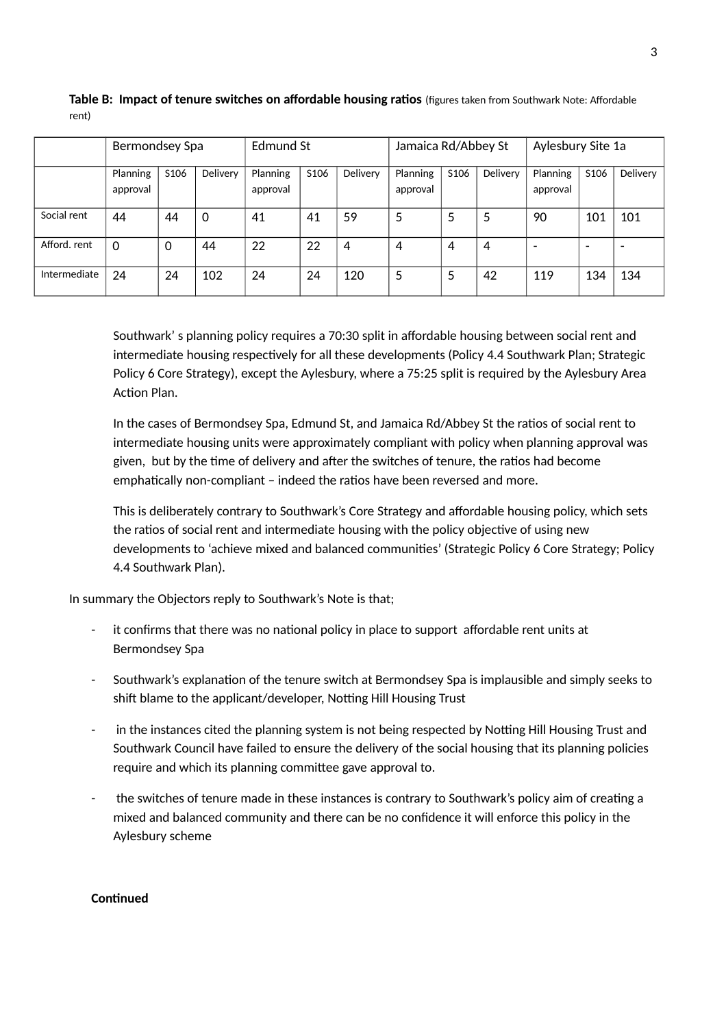**Table B: Impact of tenure switches on affordable housing ratios** (figures taken from Southwark Note: Affordable rent)

| | Bermondsey Spa | | | Edmund St | | | Jamaica Rd/Abbey St | | | Aylesbury Site 1a | | |
|---|---|---|---|---|---|---|---|---|---|---|---|---|
| | Planning approval | S106 | Delivery | Planning approval | S106 | Delivery | Planning approval | S106 | Delivery | Planning approval | S106 | Delivery |
| Social rent | 44 | 44 | 0 | 41 | 41 | 59 | 5 | 5 | 5 | 90 | 101 | 101 |
| Afford. rent | 0 | 0 | 44 | 22 | 22 | 4 | 4 | 4 | 4 | - | - | - |
| Intermediate | 24 | 24 | 102 | 24 | 24 | 120 | 5 | 5 | 42 | 119 | 134 | 134 |

Southwark' s planning policy requires a 70:30 split in affordable housing between social rent and intermediate housing respectively for all these developments (Policy 4.4 Southwark Plan; Strategic Policy 6 Core Strategy), except the Aylesbury, where a 75:25 split is required by the Aylesbury Area Action Plan.

In the cases of Bermondsey Spa, Edmund St, and Jamaica Rd/Abbey St the ratios of social rent to intermediate housing units were approximately compliant with policy when planning approval was given, but by the time of delivery and after the switches of tenure, the ratios had become emphatically non-compliant – indeed the ratios have been reversed and more.

This is deliberately contrary to Southwark's Core Strategy and affordable housing policy, which sets the ratios of social rent and intermediate housing with the policy objective of using new developments to 'achieve mixed and balanced communities' (Strategic Policy 6 Core Strategy; Policy 4.4 Southwark Plan).

In summary the Objectors reply to Southwark's Note is that;

- it confirms that there was no national policy in place to support affordable rent units at Bermondsey Spa
- Southwark's explanation of the tenure switch at Bermondsey Spa is implausible and simply seeks to shift blame to the applicant/developer, Notting Hill Housing Trust
- in the instances cited the planning system is not being respected by Notting Hill Housing Trust and Southwark Council have failed to ensure the delivery of the social housing that its planning policies require and which its planning committee gave approval to.
- the switches of tenure made in these instances is contrary to Southwark's policy aim of creating a mixed and balanced community and there can be no confidence it will enforce this policy in the Aylesbury scheme

**Continued**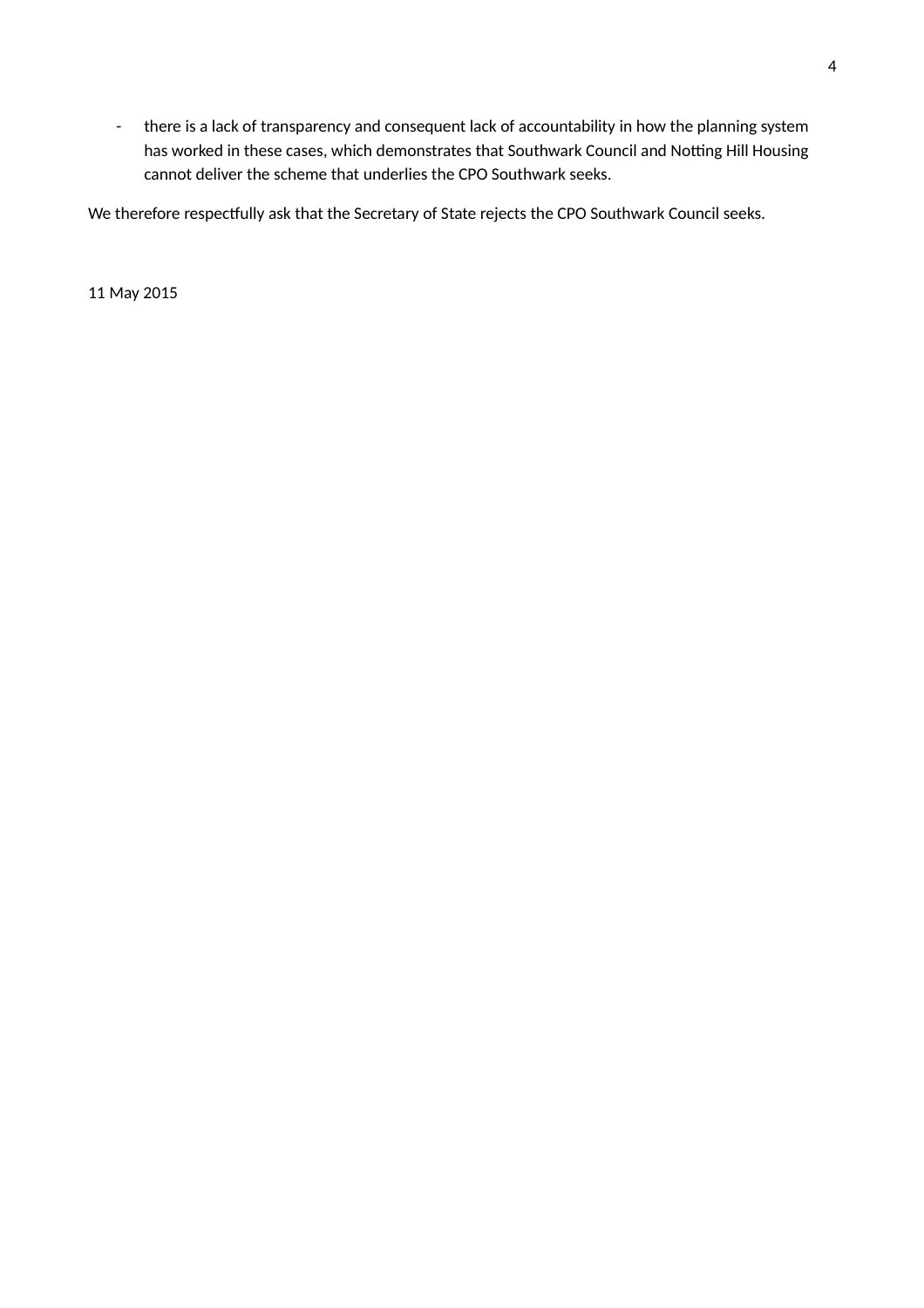- there is a lack of transparency and consequent lack of accountability in how the planning system has worked in these cases, which demonstrates that Southwark Council and Notting Hill Housing cannot deliver the scheme that underlies the CPO Southwark seeks.

We therefore respectfully ask that the Secretary of State rejects the CPO Southwark Council seeks.

11 May 2015